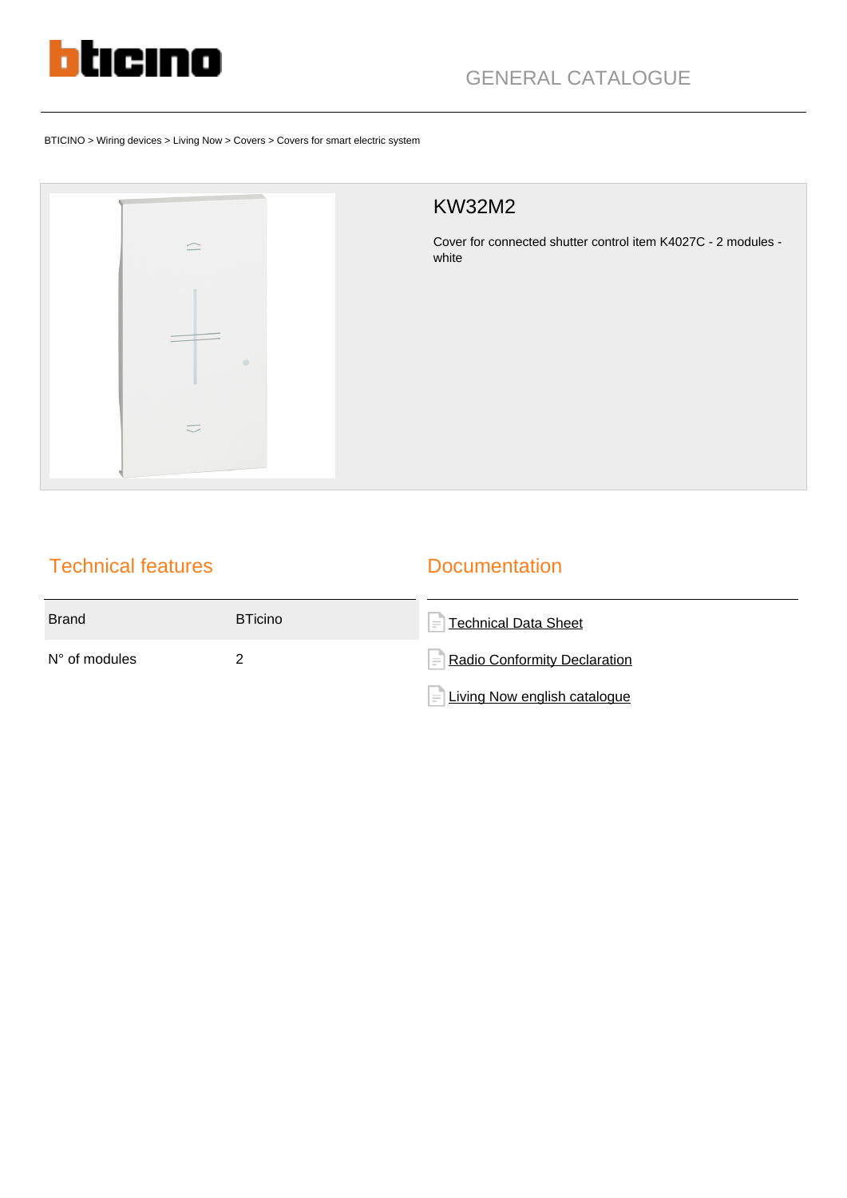GENERAL CATALOGUE

BTICINO > Wiring devices > Living Now > Covers > Covers for smart electric system

# KW32M2

Cover for connected shutter control item K4027C - 2 modules - white

## Technical features

| Brand | BTicino |
|---|---|
| N° of modules | 2 |

## Documentation

- Technical Data Sheet
- Radio Conformity Declaration
- Living Now english catalogue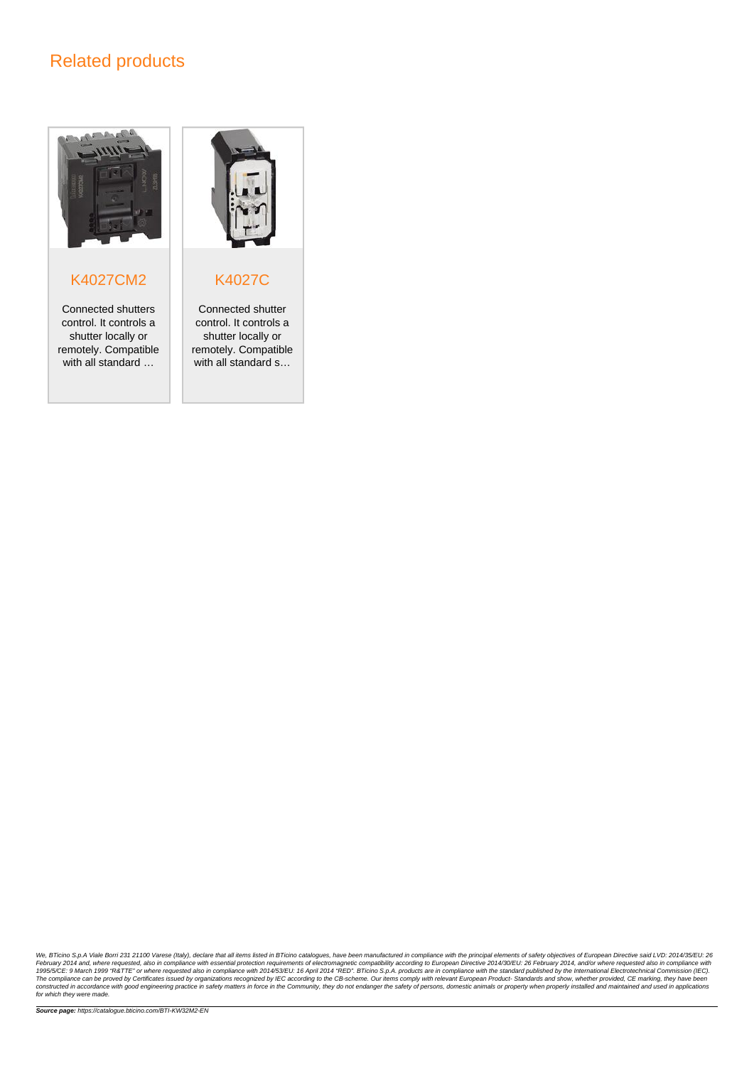## Related products

### K4027CM2

Connected shutters control. It controls a shutter locally or remotely. Compatible with all standard …

### K4027C

Connected shutter control. It controls a shutter locally or remotely. Compatible with all standard s…

*We, BTicino S.p.A Viale Borri 231 21100 Varese (Italy), declare that all items listed in BTicino catalogues, have been manufactured in compliance with the principal elements of safety objectives of European Directive said LVD: 2014/35/EU: 26 February 2014 and, where requested, also in compliance with essential protection requirements of electromagnetic compatibility according to European Directive 2014/30/EU: 26 February 2014, and/or where requested also in compliance with 1995/5/CE: 9 March 1999 "R&TTE" or where requested also in compliance with 2014/53/EU: 16 April 2014 "RED". BTicino S.p.A. products are in compliance with the standard published by the International Electrotechnical Commission (IEC). The compliance can be proved by Certificates issued by organizations recognized by IEC according to the CB-scheme. Our items comply with relevant European Product- Standards and show, whether provided, CE marking, they have been constructed in accordance with good engineering practice in safety matters in force in the Community, they do not endanger the safety of persons, domestic animals or property when properly installed and maintained and used in applications for which they were made.*

**Source page:** *https://catalogue.bticino.com/BTI-KW32M2-EN*